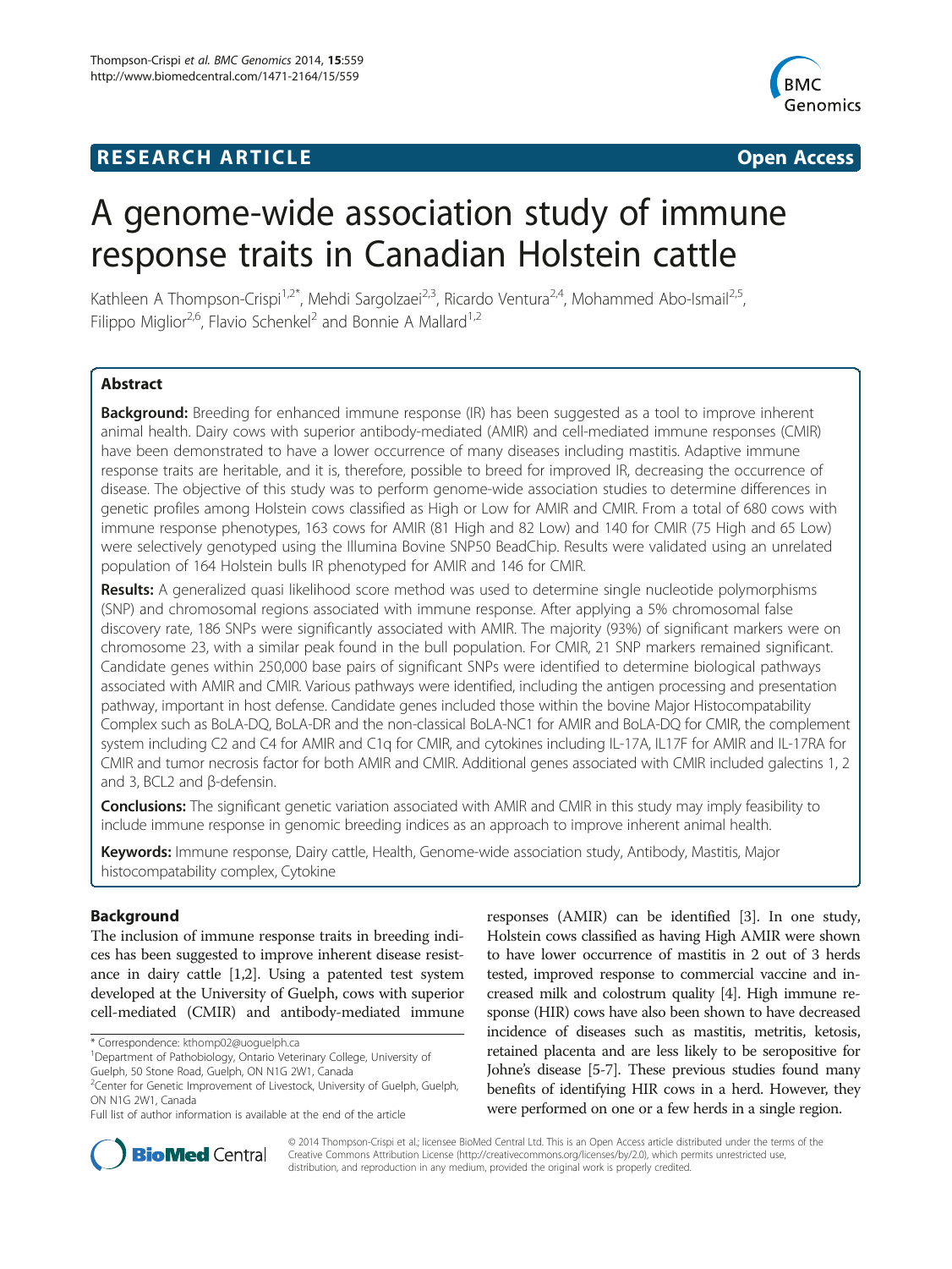**RESEARCH ARTICLE** **Open Access**

# A genome-wide association study of immune response traits in Canadian Holstein cattle

Kathleen A Thompson-Crispi[1,2*], Mehdi Sargolzaei[2,3], Ricardo Ventura[2,4], Mohammed Abo-Ismail[2,5], Filippo Miglior[2,6], Flavio Schenkel[2] and Bonnie A Mallard[1,2]

## Abstract

**Background:** Breeding for enhanced immune response (IR) has been suggested as a tool to improve inherent animal health. Dairy cows with superior antibody-mediated (AMIR) and cell-mediated immune responses (CMIR) have been demonstrated to have a lower occurrence of many diseases including mastitis. Adaptive immune response traits are heritable, and it is, therefore, possible to breed for improved IR, decreasing the occurrence of disease. The objective of this study was to perform genome-wide association studies to determine differences in genetic profiles among Holstein cows classified as High or Low for AMIR and CMIR. From a total of 680 cows with immune response phenotypes, 163 cows for AMIR (81 High and 82 Low) and 140 for CMIR (75 High and 65 Low) were selectively genotyped using the Illumina Bovine SNP50 BeadChip. Results were validated using an unrelated population of 164 Holstein bulls IR phenotyped for AMIR and 146 for CMIR.

**Results:** A generalized quasi likelihood score method was used to determine single nucleotide polymorphisms (SNP) and chromosomal regions associated with immune response. After applying a 5% chromosomal false discovery rate, 186 SNPs were significantly associated with AMIR. The majority (93%) of significant markers were on chromosome 23, with a similar peak found in the bull population. For CMIR, 21 SNP markers remained significant. Candidate genes within 250,000 base pairs of significant SNPs were identified to determine biological pathways associated with AMIR and CMIR. Various pathways were identified, including the antigen processing and presentation pathway, important in host defense. Candidate genes included those within the bovine Major Histocompatability Complex such as BoLA-DQ, BoLA-DR and the non-classical BoLA-NC1 for AMIR and BoLA-DQ for CMIR, the complement system including C2 and C4 for AMIR and C1q for CMIR, and cytokines including IL-17A, IL17F for AMIR and IL-17RA for CMIR and tumor necrosis factor for both AMIR and CMIR. Additional genes associated with CMIR included galectins 1, 2 and 3, BCL2 and β-defensin.

**Conclusions:** The significant genetic variation associated with AMIR and CMIR in this study may imply feasibility to include immune response in genomic breeding indices as an approach to improve inherent animal health.

**Keywords:** Immune response, Dairy cattle, Health, Genome-wide association study, Antibody, Mastitis, Major histocompatability complex, Cytokine

## Background

The inclusion of immune response traits in breeding indices has been suggested to improve inherent disease resistance in dairy cattle [1,2]. Using a patented test system developed at the University of Guelph, cows with superior cell-mediated (CMIR) and antibody-mediated immune responses (AMIR) can be identified [3]. In one study, Holstein cows classified as having High AMIR were shown to have lower occurrence of mastitis in 2 out of 3 herds tested, improved response to commercial vaccine and increased milk and colostrum quality [4]. High immune response (HIR) cows have also been shown to have decreased incidence of diseases such as mastitis, metritis, ketosis, retained placenta and are less likely to be seropositive for Johne's disease [5-7]. These previous studies found many benefits of identifying HIR cows in a herd. However, they were performed on one or a few herds in a single region.

\* Correspondence: kthomp02@uoguelph.ca
[1]Department of Pathobiology, Ontario Veterinary College, University of Guelph, 50 Stone Road, Guelph, ON N1G 2W1, Canada
[2]Center for Genetic Improvement of Livestock, University of Guelph, Guelph, ON N1G 2W1, Canada
Full list of author information is available at the end of the article

© 2014 Thompson-Crispi et al.; licensee BioMed Central Ltd. This is an Open Access article distributed under the terms of the Creative Commons Attribution License (http://creativecommons.org/licenses/by/2.0), which permits unrestricted use, distribution, and reproduction in any medium, provided the original work is properly credited.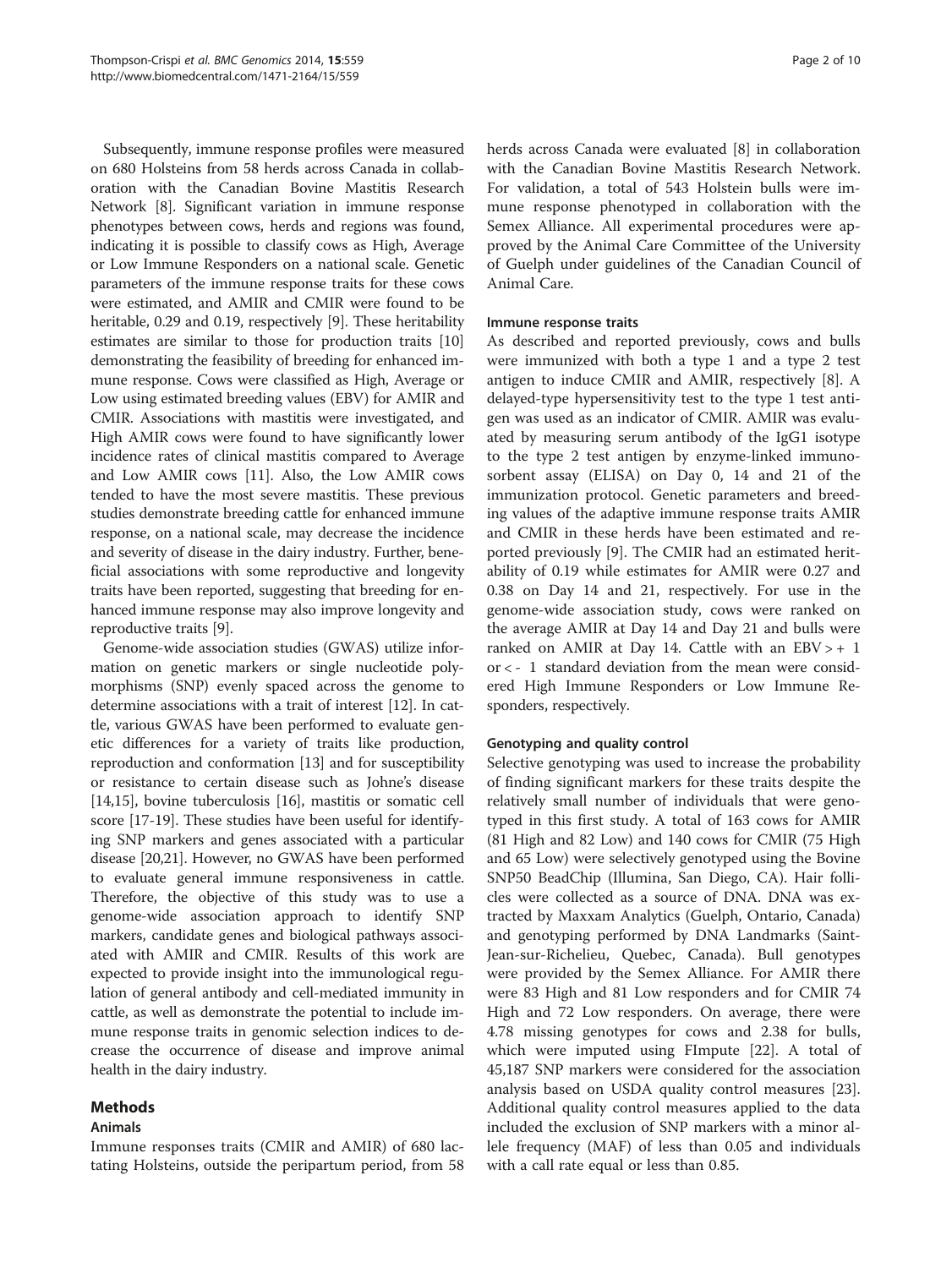Subsequently, immune response profiles were measured on 680 Holsteins from 58 herds across Canada in collaboration with the Canadian Bovine Mastitis Research Network [8]. Significant variation in immune response phenotypes between cows, herds and regions was found, indicating it is possible to classify cows as High, Average or Low Immune Responders on a national scale. Genetic parameters of the immune response traits for these cows were estimated, and AMIR and CMIR were found to be heritable, 0.29 and 0.19, respectively [9]. These heritability estimates are similar to those for production traits [10] demonstrating the feasibility of breeding for enhanced immune response. Cows were classified as High, Average or Low using estimated breeding values (EBV) for AMIR and CMIR. Associations with mastitis were investigated, and High AMIR cows were found to have significantly lower incidence rates of clinical mastitis compared to Average and Low AMIR cows [11]. Also, the Low AMIR cows tended to have the most severe mastitis. These previous studies demonstrate breeding cattle for enhanced immune response, on a national scale, may decrease the incidence and severity of disease in the dairy industry. Further, beneficial associations with some reproductive and longevity traits have been reported, suggesting that breeding for enhanced immune response may also improve longevity and reproductive traits [9].

Genome-wide association studies (GWAS) utilize information on genetic markers or single nucleotide polymorphisms (SNP) evenly spaced across the genome to determine associations with a trait of interest [12]. In cattle, various GWAS have been performed to evaluate genetic differences for a variety of traits like production, reproduction and conformation [13] and for susceptibility or resistance to certain disease such as Johne's disease [14,15], bovine tuberculosis [16], mastitis or somatic cell score [17-19]. These studies have been useful for identifying SNP markers and genes associated with a particular disease [20,21]. However, no GWAS have been performed to evaluate general immune responsiveness in cattle. Therefore, the objective of this study was to use a genome-wide association approach to identify SNP markers, candidate genes and biological pathways associated with AMIR and CMIR. Results of this work are expected to provide insight into the immunological regulation of general antibody and cell-mediated immunity in cattle, as well as demonstrate the potential to include immune response traits in genomic selection indices to decrease the occurrence of disease and improve animal health in the dairy industry.

## Methods

### Animals

Immune responses traits (CMIR and AMIR) of 680 lactating Holsteins, outside the peripartum period, from 58 herds across Canada were evaluated [8] in collaboration with the Canadian Bovine Mastitis Research Network. For validation, a total of 543 Holstein bulls were immune response phenotyped in collaboration with the Semex Alliance. All experimental procedures were approved by the Animal Care Committee of the University of Guelph under guidelines of the Canadian Council of Animal Care.

### Immune response traits

As described and reported previously, cows and bulls were immunized with both a type 1 and a type 2 test antigen to induce CMIR and AMIR, respectively [8]. A delayed-type hypersensitivity test to the type 1 test antigen was used as an indicator of CMIR. AMIR was evaluated by measuring serum antibody of the IgG1 isotype to the type 2 test antigen by enzyme-linked immunosorbent assay (ELISA) on Day 0, 14 and 21 of the immunization protocol. Genetic parameters and breeding values of the adaptive immune response traits AMIR and CMIR in these herds have been estimated and reported previously [9]. The CMIR had an estimated heritability of 0.19 while estimates for AMIR were 0.27 and 0.38 on Day 14 and 21, respectively. For use in the genome-wide association study, cows were ranked on the average AMIR at Day 14 and Day 21 and bulls were ranked on AMIR at Day 14. Cattle with an EBV > + 1 or < - 1 standard deviation from the mean were considered High Immune Responders or Low Immune Responders, respectively.

### Genotyping and quality control

Selective genotyping was used to increase the probability of finding significant markers for these traits despite the relatively small number of individuals that were genotyped in this first study. A total of 163 cows for AMIR (81 High and 82 Low) and 140 cows for CMIR (75 High and 65 Low) were selectively genotyped using the Bovine SNP50 BeadChip (Illumina, San Diego, CA). Hair follicles were collected as a source of DNA. DNA was extracted by Maxxam Analytics (Guelph, Ontario, Canada) and genotyping performed by DNA Landmarks (Saint-Jean-sur-Richelieu, Quebec, Canada). Bull genotypes were provided by the Semex Alliance. For AMIR there were 83 High and 81 Low responders and for CMIR 74 High and 72 Low responders. On average, there were 4.78 missing genotypes for cows and 2.38 for bulls, which were imputed using FImpute [22]. A total of 45,187 SNP markers were considered for the association analysis based on USDA quality control measures [23]. Additional quality control measures applied to the data included the exclusion of SNP markers with a minor allele frequency (MAF) of less than 0.05 and individuals with a call rate equal or less than 0.85.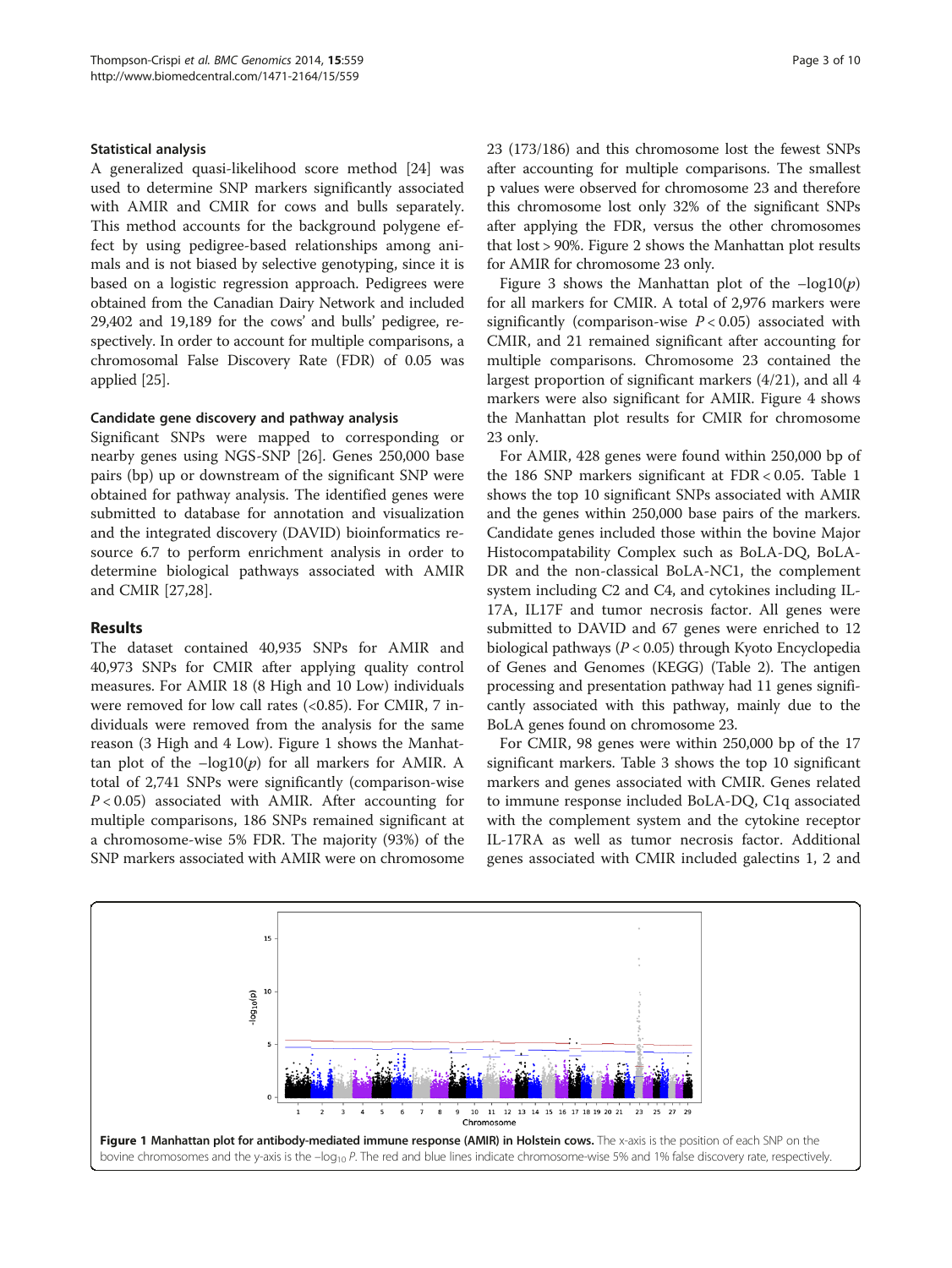### Statistical analysis

A generalized quasi-likelihood score method [24] was used to determine SNP markers significantly associated with AMIR and CMIR for cows and bulls separately. This method accounts for the background polygene effect by using pedigree-based relationships among animals and is not biased by selective genotyping, since it is based on a logistic regression approach. Pedigrees were obtained from the Canadian Dairy Network and included 29,402 and 19,189 for the cows' and bulls' pedigree, respectively. In order to account for multiple comparisons, a chromosomal False Discovery Rate (FDR) of 0.05 was applied [25].

### Candidate gene discovery and pathway analysis

Significant SNPs were mapped to corresponding or nearby genes using NGS-SNP [26]. Genes 250,000 base pairs (bp) up or downstream of the significant SNP were obtained for pathway analysis. The identified genes were submitted to database for annotation and visualization and the integrated discovery (DAVID) bioinformatics resource 6.7 to perform enrichment analysis in order to determine biological pathways associated with AMIR and CMIR [27,28].

## Results

The dataset contained 40,935 SNPs for AMIR and 40,973 SNPs for CMIR after applying quality control measures. For AMIR 18 (8 High and 10 Low) individuals were removed for low call rates (<0.85). For CMIR, 7 individuals were removed from the analysis for the same reason (3 High and 4 Low). Figure 1 shows the Manhattan plot of the $-\log10(p)$ for all markers for AMIR. A total of 2,741 SNPs were significantly (comparison-wise $P < 0.05$) associated with AMIR. After accounting for multiple comparisons, 186 SNPs remained significant at a chromosome-wise 5% FDR. The majority (93%) of the SNP markers associated with AMIR were on chromosome 23 (173/186) and this chromosome lost the fewest SNPs after accounting for multiple comparisons. The smallest p values were observed for chromosome 23 and therefore this chromosome lost only 32% of the significant SNPs after applying the FDR, versus the other chromosomes that lost > 90%. Figure 2 shows the Manhattan plot results for AMIR for chromosome 23 only.

Figure 3 shows the Manhattan plot of the $-\log10(p)$ for all markers for CMIR. A total of 2,976 markers were significantly (comparison-wise $P < 0.05$) associated with CMIR, and 21 remained significant after accounting for multiple comparisons. Chromosome 23 contained the largest proportion of significant markers (4/21), and all 4 markers were also significant for AMIR. Figure 4 shows the Manhattan plot results for CMIR for chromosome 23 only.

For AMIR, 428 genes were found within 250,000 bp of the 186 SNP markers significant at FDR < 0.05. Table 1 shows the top 10 significant SNPs associated with AMIR and the genes within 250,000 base pairs of the markers. Candidate genes included those within the bovine Major Histocompatability Complex such as BoLA-DQ, BoLA-DR and the non-classical BoLA-NC1, the complement system including C2 and C4, and cytokines including IL-17A, IL17F and tumor necrosis factor. All genes were submitted to DAVID and 67 genes were enriched to 12 biological pathways ($P < 0.05$) through Kyoto Encyclopedia of Genes and Genomes (KEGG) (Table 2). The antigen processing and presentation pathway had 11 genes significantly associated with this pathway, mainly due to the BoLA genes found on chromosome 23.

For CMIR, 98 genes were within 250,000 bp of the 17 significant markers. Table 3 shows the top 10 significant markers and genes associated with CMIR. Genes related to immune response included BoLA-DQ, C1q associated with the complement system and the cytokine receptor IL-17RA as well as tumor necrosis factor. Additional genes associated with CMIR included galectins 1, 2 and

**Figure 1 Manhattan plot for antibody-mediated immune response (AMIR) in Holstein cows.** The x-axis is the position of each SNP on the bovine chromosomes and the y-axis is the $-\log_{10} P$. The red and blue lines indicate chromosome-wise 5% and 1% false discovery rate, respectively.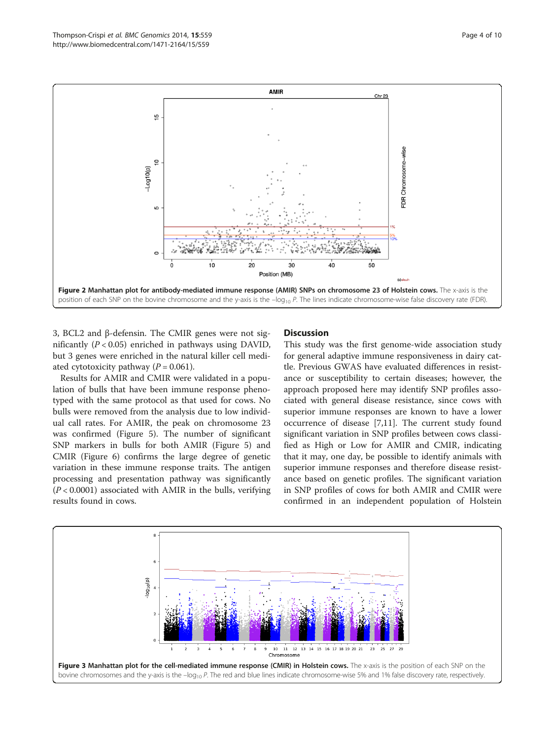**Figure 2 Manhattan plot for antibody-mediated immune response (AMIR) SNPs on chromosome 23 of Holstein cows.** The x-axis is the position of each SNP on the bovine chromosome and the y-axis is the $-\log_{10} P$. The lines indicate chromosome-wise false discovery rate (FDR).

3, BCL2 and β-defensin. The CMIR genes were not significantly ($P < 0.05$) enriched in pathways using DAVID, but 3 genes were enriched in the natural killer cell mediated cytotoxicity pathway ($P = 0.061$).

Results for AMIR and CMIR were validated in a population of bulls that have been immune response phenotyped with the same protocol as that used for cows. No bulls were removed from the analysis due to low individual call rates. For AMIR, the peak on chromosome 23 was confirmed (Figure 5). The number of significant SNP markers in bulls for both AMIR (Figure 5) and CMIR (Figure 6) confirms the large degree of genetic variation in these immune response traits. The antigen processing and presentation pathway was significantly ($P < 0.0001$) associated with AMIR in the bulls, verifying results found in cows.

## Discussion

This study was the first genome-wide association study for general adaptive immune responsiveness in dairy cattle. Previous GWAS have evaluated differences in resistance or susceptibility to certain diseases; however, the approach proposed here may identify SNP profiles associated with general disease resistance, since cows with superior immune responses are known to have a lower occurrence of disease [7,11]. The current study found significant variation in SNP profiles between cows classified as High or Low for AMIR and CMIR, indicating that it may, one day, be possible to identify animals with superior immune responses and therefore disease resistance based on genetic profiles. The significant variation in SNP profiles of cows for both AMIR and CMIR were confirmed in an independent population of Holstein

**Figure 3 Manhattan plot for the cell-mediated immune response (CMIR) in Holstein cows.** The x-axis is the position of each SNP on the bovine chromosomes and the y-axis is the $-\log_{10} P$. The red and blue lines indicate chromosome-wise 5% and 1% false discovery rate, respectively.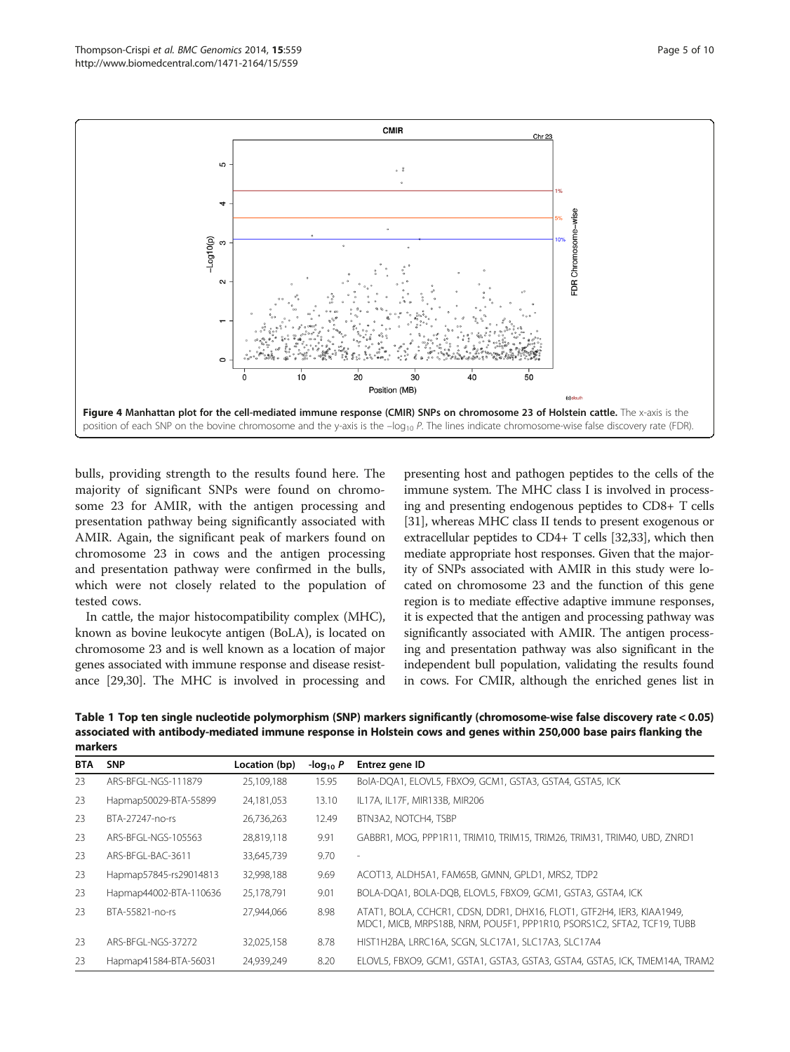**Figure 4 Manhattan plot for the cell-mediated immune response (CMIR) SNPs on chromosome 23 of Holstein cattle.** The x-axis is the position of each SNP on the bovine chromosome and the y-axis is the $-\log_{10} P$. The lines indicate chromosome-wise false discovery rate (FDR).

bulls, providing strength to the results found here. The majority of significant SNPs were found on chromosome 23 for AMIR, with the antigen processing and presentation pathway being significantly associated with AMIR. Again, the significant peak of markers found on chromosome 23 in cows and the antigen processing and presentation pathway were confirmed in the bulls, which were not closely related to the population of tested cows.

In cattle, the major histocompatibility complex (MHC), known as bovine leukocyte antigen (BoLA), is located on chromosome 23 and is well known as a location of major genes associated with immune response and disease resistance [29,30]. The MHC is involved in processing and presenting host and pathogen peptides to the cells of the immune system. The MHC class I is involved in processing and presenting endogenous peptides to CD8+ T cells [31], whereas MHC class II tends to present exogenous or extracellular peptides to CD4+ T cells [32,33], which then mediate appropriate host responses. Given that the majority of SNPs associated with AMIR in this study were located on chromosome 23 and the function of this gene region is to mediate effective adaptive immune responses, it is expected that the antigen and processing pathway was significantly associated with AMIR. The antigen processing and presentation pathway was also significant in the independent bull population, validating the results found in cows. For CMIR, although the enriched genes list in

**Table 1 Top ten single nucleotide polymorphism (SNP) markers significantly (chromosome-wise false discovery rate < 0.05) associated with antibody-mediated immune response in Holstein cows and genes within 250,000 base pairs flanking the markers**

| BTA | SNP | Location (bp) | $-\log_{10} P$ | Entrez gene ID |
|---|---|---|---|---|
| 23 | ARS-BFGL-NGS-111879 | 25,109,188 | 15.95 | BolA-DQA1, ELOVL5, FBXO9, GCM1, GSTA3, GSTA4, GSTA5, ICK |
| 23 | Hapmap50029-BTA-55899 | 24,181,053 | 13.10 | IL17A, IL17F, MIR133B, MIR206 |
| 23 | BTA-27247-no-rs | 26,736,263 | 12.49 | BTN3A2, NOTCH4, TSBP |
| 23 | ARS-BFGL-NGS-105563 | 28,819,118 | 9.91 | GABBR1, MOG, PPP1R11, TRIM10, TRIM15, TRIM26, TRIM31, TRIM40, UBD, ZNRD1 |
| 23 | ARS-BFGL-BAC-3611 | 33,645,739 | 9.70 | - |
| 23 | Hapmap57845-rs29014813 | 32,998,188 | 9.69 | ACOT13, ALDH5A1, FAM65B, GMNN, GPLD1, MRS2, TDP2 |
| 23 | Hapmap44002-BTA-110636 | 25,178,791 | 9.01 | BOLA-DQA1, BOLA-DQB, ELOVL5, FBXO9, GCM1, GSTA3, GSTA4, ICK |
| 23 | BTA-55821-no-rs | 27,944,066 | 8.98 | ATAT1, BOLA, CCHCR1, CDSN, DDR1, DHX16, FLOT1, GTF2H4, IER3, KIAA1949, MDC1, MICB, MRPS18B, NRM, POU5F1, PPP1R10, PSORS1C2, SFTA2, TCF19, TUBB |
| 23 | ARS-BFGL-NGS-37272 | 32,025,158 | 8.78 | HIST1H2BA, LRRC16A, SCGN, SLC17A1, SLC17A3, SLC17A4 |
| 23 | Hapmap41584-BTA-56031 | 24,939,249 | 8.20 | ELOVL5, FBXO9, GCM1, GSTA1, GSTA3, GSTA3, GSTA4, GSTA5, ICK, TMEM14A, TRAM2 |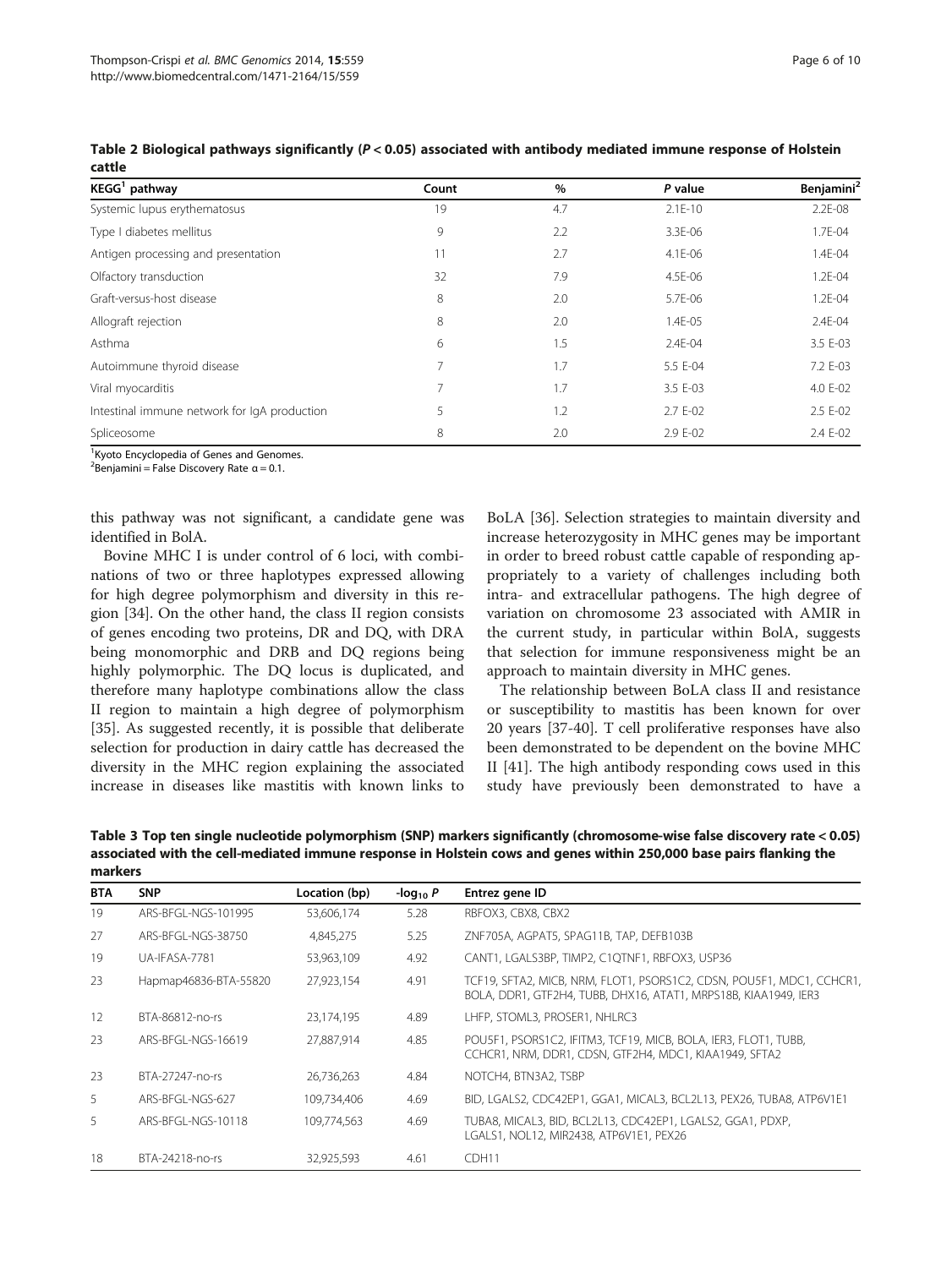**Table 2 Biological pathways significantly ($P < 0.05$) associated with antibody mediated immune response of Holstein cattle**

| KEGG[1] pathway | Count | % | *P* value | Benjamini[2] |
|---|---|---|---|---|
| Systemic lupus erythematosus | 19 | 4.7 | 2.1E-10 | 2.2E-08 |
| Type I diabetes mellitus | 9 | 2.2 | 3.3E-06 | 1.7E-04 |
| Antigen processing and presentation | 11 | 2.7 | 4.1E-06 | 1.4E-04 |
| Olfactory transduction | 32 | 7.9 | 4.5E-06 | 1.2E-04 |
| Graft-versus-host disease | 8 | 2.0 | 5.7E-06 | 1.2E-04 |
| Allograft rejection | 8 | 2.0 | 1.4E-05 | 2.4E-04 |
| Asthma | 6 | 1.5 | 2.4E-04 | 3.5 E-03 |
| Autoimmune thyroid disease | 7 | 1.7 | 5.5 E-04 | 7.2 E-03 |
| Viral myocarditis | 7 | 1.7 | 3.5 E-03 | 4.0 E-02 |
| Intestinal immune network for IgA production | 5 | 1.2 | 2.7 E-02 | 2.5 E-02 |
| Spliceosome | 8 | 2.0 | 2.9 E-02 | 2.4 E-02 |

[1]Kyoto Encyclopedia of Genes and Genomes.
[2]Benjamini = False Discovery Rate $\alpha = 0.1$.

this pathway was not significant, a candidate gene was identified in BolA.

Bovine MHC I is under control of 6 loci, with combinations of two or three haplotypes expressed allowing for high degree polymorphism and diversity in this region [34]. On the other hand, the class II region consists of genes encoding two proteins, DR and DQ, with DRA being monomorphic and DRB and DQ regions being highly polymorphic. The DQ locus is duplicated, and therefore many haplotype combinations allow the class II region to maintain a high degree of polymorphism [35]. As suggested recently, it is possible that deliberate selection for production in dairy cattle has decreased the diversity in the MHC region explaining the associated increase in diseases like mastitis with known links to BoLA [36]. Selection strategies to maintain diversity and increase heterozygosity in MHC genes may be important in order to breed robust cattle capable of responding appropriately to a variety of challenges including both intra- and extracellular pathogens. The high degree of variation on chromosome 23 associated with AMIR in the current study, in particular within BolA, suggests that selection for immune responsiveness might be an approach to maintain diversity in MHC genes.

The relationship between BoLA class II and resistance or susceptibility to mastitis has been known for over 20 years [37-40]. T cell proliferative responses have also been demonstrated to be dependent on the bovine MHC II [41]. The high antibody responding cows used in this study have previously been demonstrated to have a

**Table 3 Top ten single nucleotide polymorphism (SNP) markers significantly (chromosome-wise false discovery rate < 0.05) associated with the cell-mediated immune response in Holstein cows and genes within 250,000 base pairs flanking the markers**

| BTA | SNP | Location (bp) | $-\log_{10} P$ | Entrez gene ID |
|---|---|---|---|---|
| 19 | ARS-BFGL-NGS-101995 | 53,606,174 | 5.28 | RBFOX3, CBX8, CBX2 |
| 27 | ARS-BFGL-NGS-38750 | 4,845,275 | 5.25 | ZNF705A, AGPAT5, SPAG11B, TAP, DEFB103B |
| 19 | UA-IFASA-7781 | 53,963,109 | 4.92 | CANT1, LGALS3BP, TIMP2, C1QTNF1, RBFOX3, USP36 |
| 23 | Hapmap46836-BTA-55820 | 27,923,154 | 4.91 | TCF19, SFTA2, MICB, NRM, FLOT1, PSORS1C2, CDSN, POU5F1, MDC1, CCHCR1, BOLA, DDR1, GTF2H4, TUBB, DHX16, ATAT1, MRPS18B, KIAA1949, IER3 |
| 12 | BTA-86812-no-rs | 23,174,195 | 4.89 | LHFP, STOML3, PROSER1, NHLRC3 |
| 23 | ARS-BFGL-NGS-16619 | 27,887,914 | 4.85 | POU5F1, PSORS1C2, IFITM3, TCF19, MICB, BOLA, IER3, FLOT1, TUBB, CCHCR1, NRM, DDR1, CDSN, GTF2H4, MDC1, KIAA1949, SFTA2 |
| 23 | BTA-27247-no-rs | 26,736,263 | 4.84 | NOTCH4, BTN3A2, TSBP |
| 5 | ARS-BFGL-NGS-627 | 109,734,406 | 4.69 | BID, LGALS2, CDC42EP1, GGA1, MICAL3, BCL2L13, PEX26, TUBA8, ATP6V1E1 |
| 5 | ARS-BFGL-NGS-10118 | 109,774,563 | 4.69 | TUBA8, MICAL3, BID, BCL2L13, CDC42EP1, LGALS2, GGA1, PDXP, LGALS1, NOL12, MIR2438, ATP6V1E1, PEX26 |
| 18 | BTA-24218-no-rs | 32,925,593 | 4.61 | CDH11 |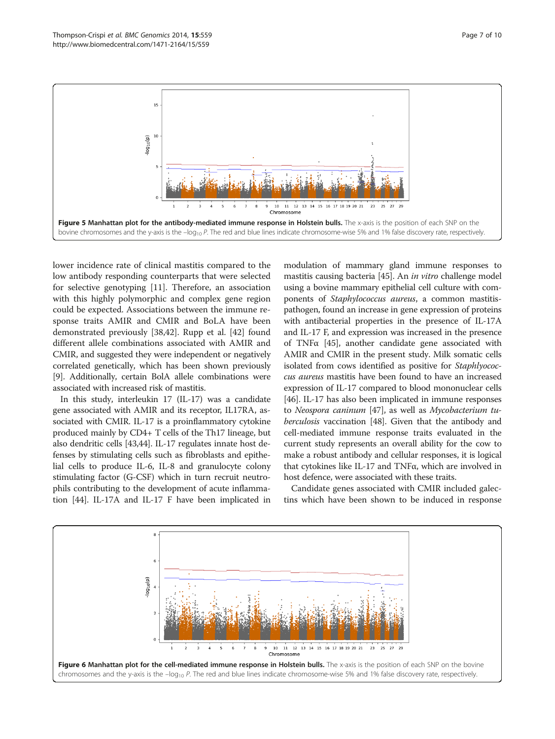**Figure 5 Manhattan plot for the antibody-mediated immune response in Holstein bulls.** The x-axis is the position of each SNP on the bovine chromosomes and the y-axis is the $-\log_{10} P$. The red and blue lines indicate chromosome-wise 5% and 1% false discovery rate, respectively.

lower incidence rate of clinical mastitis compared to the low antibody responding counterparts that were selected for selective genotyping [11]. Therefore, an association with this highly polymorphic and complex gene region could be expected. Associations between the immune response traits AMIR and CMIR and BoLA have been demonstrated previously [38,42]. Rupp et al. [42] found different allele combinations associated with AMIR and CMIR, and suggested they were independent or negatively correlated genetically, which has been shown previously [9]. Additionally, certain BolA allele combinations were associated with increased risk of mastitis.

In this study, interleukin 17 (IL-17) was a candidate gene associated with AMIR and its receptor, IL17RA, associated with CMIR. IL-17 is a proinflammatory cytokine produced mainly by CD4+ T cells of the Th17 lineage, but also dendritic cells [43,44]. IL-17 regulates innate host defenses by stimulating cells such as fibroblasts and epithelial cells to produce IL-6, IL-8 and granulocyte colony stimulating factor (G-CSF) which in turn recruit neutrophils contributing to the development of acute inflammation [44]. IL-17A and IL-17 F have been implicated in modulation of mammary gland immune responses to mastitis causing bacteria [45]. An *in vitro* challenge model using a bovine mammary epithelial cell culture with components of *Staphylococcus aureus*, a common mastitis-pathogen, found an increase in gene expression of proteins with antibacterial properties in the presence of IL-17A and IL-17 F, and expression was increased in the presence of TNFα [45], another candidate gene associated with AMIR and CMIR in the present study. Milk somatic cells isolated from cows identified as positive for *Staphlyococcus aureus* mastitis have been found to have an increased expression of IL-17 compared to blood mononuclear cells [46]. IL-17 has also been implicated in immune responses to *Neospora caninum* [47], as well as *Mycobacterium tuberculosis* vaccination [48]. Given that the antibody and cell-mediated immune response traits evaluated in the current study represents an overall ability for the cow to make a robust antibody and cellular responses, it is logical that cytokines like IL-17 and TNFα, which are involved in host defence, were associated with these traits.

Candidate genes associated with CMIR included galectins which have been shown to be induced in response

**Figure 6 Manhattan plot for the cell-mediated immune response in Holstein bulls.** The x-axis is the position of each SNP on the bovine chromosomes and the y-axis is the $-\log_{10} P$. The red and blue lines indicate chromosome-wise 5% and 1% false discovery rate, respectively.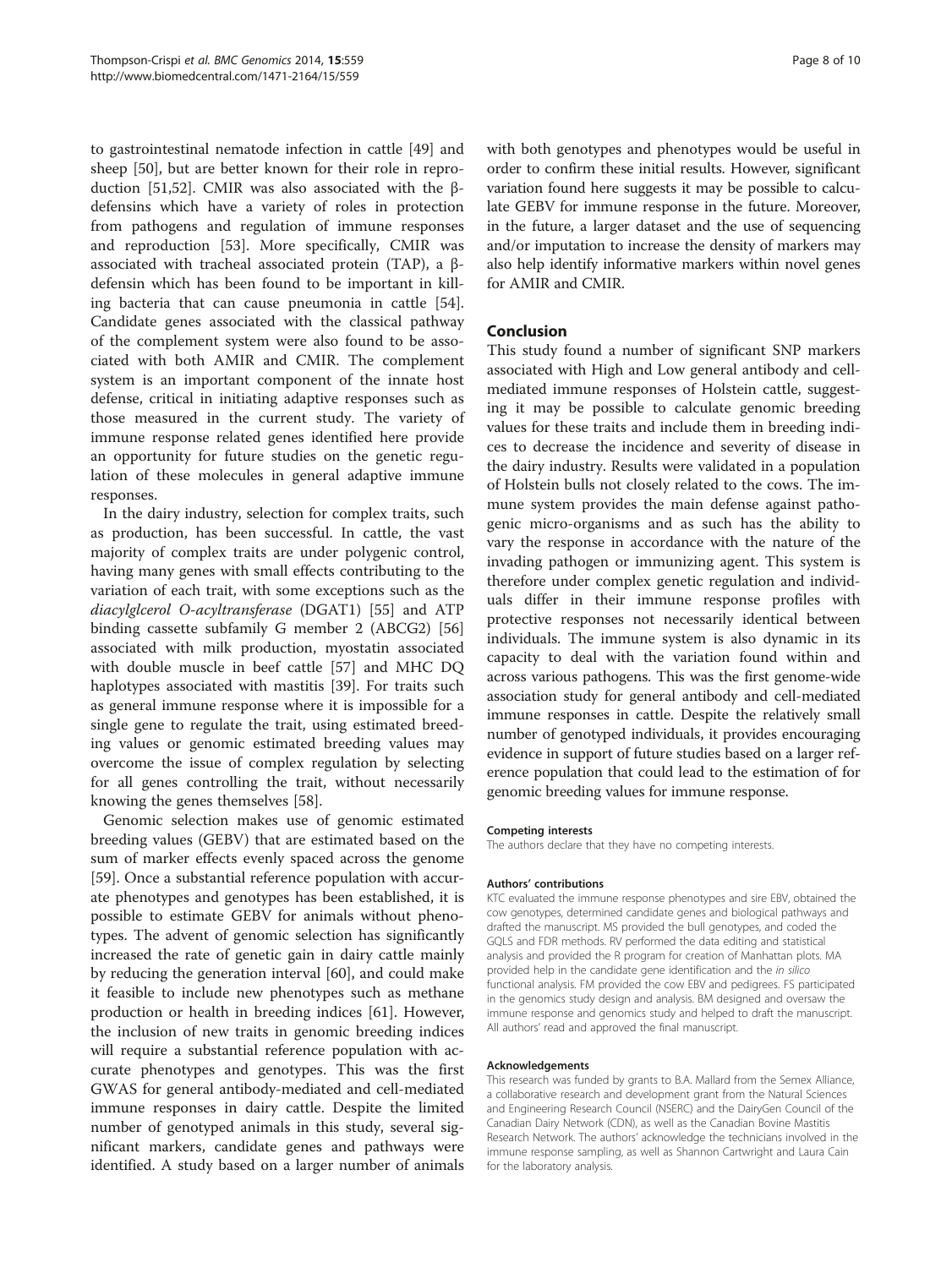to gastrointestinal nematode infection in cattle [49] and sheep [50], but are better known for their role in reproduction [51,52]. CMIR was also associated with the β-defensins which have a variety of roles in protection from pathogens and regulation of immune responses and reproduction [53]. More specifically, CMIR was associated with tracheal associated protein (TAP), a β-defensin which has been found to be important in killing bacteria that can cause pneumonia in cattle [54]. Candidate genes associated with the classical pathway of the complement system were also found to be associated with both AMIR and CMIR. The complement system is an important component of the innate host defense, critical in initiating adaptive responses such as those measured in the current study. The variety of immune response related genes identified here provide an opportunity for future studies on the genetic regulation of these molecules in general adaptive immune responses.

In the dairy industry, selection for complex traits, such as production, has been successful. In cattle, the vast majority of complex traits are under polygenic control, having many genes with small effects contributing to the variation of each trait, with some exceptions such as the *diacylglcerol O-acyltransferase* (DGAT1) [55] and ATP binding cassette subfamily G member 2 (ABCG2) [56] associated with milk production, myostatin associated with double muscle in beef cattle [57] and MHC DQ haplotypes associated with mastitis [39]. For traits such as general immune response where it is impossible for a single gene to regulate the trait, using estimated breeding values or genomic estimated breeding values may overcome the issue of complex regulation by selecting for all genes controlling the trait, without necessarily knowing the genes themselves [58].

Genomic selection makes use of genomic estimated breeding values (GEBV) that are estimated based on the sum of marker effects evenly spaced across the genome [59]. Once a substantial reference population with accurate phenotypes and genotypes has been established, it is possible to estimate GEBV for animals without phenotypes. The advent of genomic selection has significantly increased the rate of genetic gain in dairy cattle mainly by reducing the generation interval [60], and could make it feasible to include new phenotypes such as methane production or health in breeding indices [61]. However, the inclusion of new traits in genomic breeding indices will require a substantial reference population with accurate phenotypes and genotypes. This was the first GWAS for general antibody-mediated and cell-mediated immune responses in dairy cattle. Despite the limited number of genotyped animals in this study, several significant markers, candidate genes and pathways were identified. A study based on a larger number of animals with both genotypes and phenotypes would be useful in order to confirm these initial results. However, significant variation found here suggests it may be possible to calculate GEBV for immune response in the future. Moreover, in the future, a larger dataset and the use of sequencing and/or imputation to increase the density of markers may also help identify informative markers within novel genes for AMIR and CMIR.

## Conclusion

This study found a number of significant SNP markers associated with High and Low general antibody and cell-mediated immune responses of Holstein cattle, suggesting it may be possible to calculate genomic breeding values for these traits and include them in breeding indices to decrease the incidence and severity of disease in the dairy industry. Results were validated in a population of Holstein bulls not closely related to the cows. The immune system provides the main defense against pathogenic micro-organisms and as such has the ability to vary the response in accordance with the nature of the invading pathogen or immunizing agent. This system is therefore under complex genetic regulation and individuals differ in their immune response profiles with protective responses not necessarily identical between individuals. The immune system is also dynamic in its capacity to deal with the variation found within and across various pathogens. This was the first genome-wide association study for general antibody and cell-mediated immune responses in cattle. Despite the relatively small number of genotyped individuals, it provides encouraging evidence in support of future studies based on a larger reference population that could lead to the estimation of for genomic breeding values for immune response.

#### Competing interests

The authors declare that they have no competing interests.

#### Authors' contributions

KTC evaluated the immune response phenotypes and sire EBV, obtained the cow genotypes, determined candidate genes and biological pathways and drafted the manuscript. MS provided the bull genotypes, and coded the GQLS and FDR methods. RV performed the data editing and statistical analysis and provided the R program for creation of Manhattan plots. MA provided help in the candidate gene identification and the *in silico* functional analysis. FM provided the cow EBV and pedigrees. FS participated in the genomics study design and analysis. BM designed and oversaw the immune response and genomics study and helped to draft the manuscript. All authors' read and approved the final manuscript.

#### Acknowledgements

This research was funded by grants to B.A. Mallard from the Semex Alliance, a collaborative research and development grant from the Natural Sciences and Engineering Research Council (NSERC) and the DairyGen Council of the Canadian Dairy Network (CDN), as well as the Canadian Bovine Mastitis Research Network. The authors' acknowledge the technicians involved in the immune response sampling, as well as Shannon Cartwright and Laura Cain for the laboratory analysis.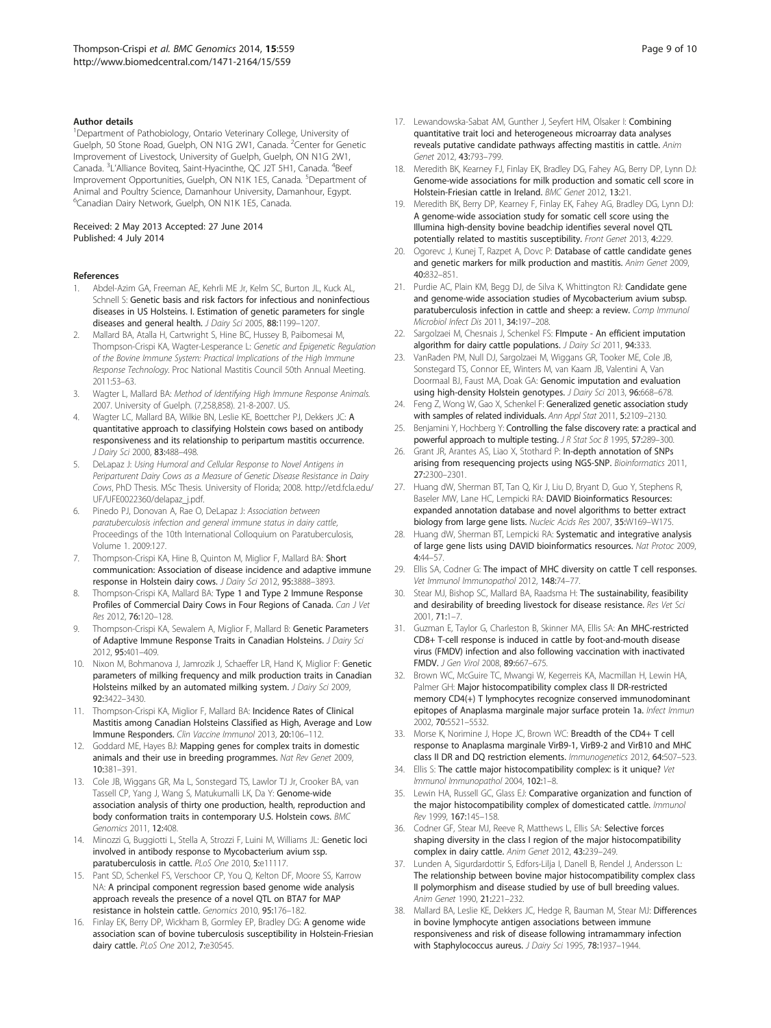#### Author details

[1]Department of Pathobiology, Ontario Veterinary College, University of Guelph, 50 Stone Road, Guelph, ON N1G 2W1, Canada. [2]Center for Genetic Improvement of Livestock, University of Guelph, Guelph, ON N1G 2W1, Canada. [3]L'Alliance Boviteq, Saint-Hyacinthe, QC J2T 5H1, Canada. [4]Beef Improvement Opportunities, Guelph, ON N1K 1E5, Canada. [5]Department of Animal and Poultry Science, Damanhour University, Damanhour, Egypt. [6]Canadian Dairy Network, Guelph, ON N1K 1E5, Canada.

Received: 2 May 2013 Accepted: 27 June 2014
Published: 4 July 2014

#### References

1. Abdel-Azim GA, Freeman AE, Kehrli ME Jr, Kelm SC, Burton JL, Kuck AL, Schnell S: **Genetic basis and risk factors for infectious and noninfectious diseases in US Holsteins. I. Estimation of genetic parameters for single diseases and general health.** *J Dairy Sci* 2005, **88:**1199–1207.
2. Mallard BA, Atalla H, Cartwright S, Hine BC, Hussey B, Paibomesai M, Thompson-Crispi KA, Wagter-Lesperance L: *Genetic and Epigenetic Regulation of the Bovine Immune System: Practical Implications of the High Immune Response Technology*. Proc National Mastitis Council 50th Annual Meeting. 2011:53–63.
3. Wagter L, Mallard BA: *Method of Identifying High Immune Response Animals*. 2007. University of Guelph. (7,258,858). 21-8-2007. US.
4. Wagter LC, Mallard BA, Wilkie BN, Leslie KE, Boettcher PJ, Dekkers JC: **A quantitative approach to classifying Holstein cows based on antibody responsiveness and its relationship to peripartum mastitis occurrence.** *J Dairy Sci* 2000, **83:**488–498.
5. DeLapaz J: *Using Humoral and Cellular Response to Novel Antigens in Periparturent Dairy Cows as a Measure of Genetic Disease Resistance in Dairy Cows*, PhD Thesis. MSc Thesis. University of Florida; 2008. http://etd.fcla.edu/UF/UFE0022360/delapaz_j.pdf.
6. Pinedo PJ, Donovan A, Rae O, DeLapaz J: *Association between paratuberculosis infection and general immune status in dairy cattle*, Proceedings of the 10th International Colloquium on Paratuberculosis, Volume 1. 2009:127.
7. Thompson-Crispi KA, Hine B, Quinton M, Miglior F, Mallard BA: **Short communication: Association of disease incidence and adaptive immune response in Holstein dairy cows.** *J Dairy Sci* 2012, **95:**3888–3893.
8. Thompson-Crispi KA, Mallard BA: **Type 1 and Type 2 Immune Response Profiles of Commercial Dairy Cows in Four Regions of Canada.** *Can J Vet Res* 2012, **76:**120–128.
9. Thompson-Crispi KA, Sewalem A, Miglior F, Mallard B: **Genetic Parameters of Adaptive Immune Response Traits in Canadian Holsteins.** *J Dairy Sci* 2012, **95:**401–409.
10. Nixon M, Bohmanova J, Jamrozik J, Schaeffer LR, Hand K, Miglior F: **Genetic parameters of milking frequency and milk production traits in Canadian Holsteins milked by an automated milking system.** *J Dairy Sci* 2009, **92:**3422–3430.
11. Thompson-Crispi KA, Miglior F, Mallard BA: **Incidence Rates of Clinical Mastitis among Canadian Holsteins Classified as High, Average and Low Immune Responders.** *Clin Vaccine Immunol* 2013, **20:**106–112.
12. Goddard ME, Hayes BJ: **Mapping genes for complex traits in domestic animals and their use in breeding programmes.** *Nat Rev Genet* 2009, **10:**381–391.
13. Cole JB, Wiggans GR, Ma L, Sonstegard TS, Lawlor TJ Jr, Crooker BA, van Tassell CP, Yang J, Wang S, Matukumalli LK, Da Y: **Genome-wide association analysis of thirty one production, health, reproduction and body conformation traits in contemporary U.S. Holstein cows.** *BMC Genomics* 2011, **12:**408.
14. Minozzi G, Buggiotti L, Stella A, Strozzi F, Luini M, Williams JL: **Genetic loci involved in antibody response to Mycobacterium avium ssp. paratuberculosis in cattle.** *PLoS One* 2010, **5:**e11117.
15. Pant SD, Schenkel FS, Verschoor CP, You Q, Kelton DF, Moore SS, Karrow NA: **A principal component regression based genome wide analysis approach reveals the presence of a novel QTL on BTA7 for MAP resistance in holstein cattle.** *Genomics* 2010, **95:**176–182.
16. Finlay EK, Berry DP, Wickham B, Gormley EP, Bradley DG: **A genome wide association scan of bovine tuberculosis susceptibility in Holstein-Friesian dairy cattle.** *PLoS One* 2012, **7:**e30545.
17. Lewandowska-Sabat AM, Gunther J, Seyfert HM, Olsaker I: **Combining quantitative trait loci and heterogeneous microarray data analyses reveals putative candidate pathways affecting mastitis in cattle.** *Anim Genet* 2012, **43:**793–799.
18. Meredith BK, Kearney FJ, Finlay EK, Bradley DG, Fahey AG, Berry DP, Lynn DJ: **Genome-wide associations for milk production and somatic cell score in Holstein-Friesian cattle in Ireland.** *BMC Genet* 2012, **13:**21.
19. Meredith BK, Berry DP, Kearney F, Finlay EK, Fahey AG, Bradley DG, Lynn DJ: **A genome-wide association study for somatic cell score using the Illumina high-density bovine beadchip identifies several novel QTL potentially related to mastitis susceptibility.** *Front Genet* 2013, **4:**229.
20. Ogorevc J, Kunej T, Razpet A, Dovc P: **Database of cattle candidate genes and genetic markers for milk production and mastitis.** *Anim Genet* 2009, **40:**832–851.
21. Purdie AC, Plain KM, Begg DJ, de Silva K, Whittington RJ: **Candidate gene and genome-wide association studies of Mycobacterium avium subsp. paratuberculosis infection in cattle and sheep: a review.** *Comp Immunol Microbiol Infect Dis* 2011, **34:**197–208.
22. Sargolzaei M, Chesnais J, Schenkel FS: **FImpute - An efficient imputation algorithm for dairy cattle populations.** *J Dairy Sci* 2011, **94:**333.
23. VanRaden PM, Null DJ, Sargolzaei M, Wiggans GR, Tooker ME, Cole JB, Sonstegard TS, Connor EE, Winters M, van Kaam JB, Valentini A, Van Doormaal BJ, Faust MA, Doak GA: **Genomic imputation and evaluation using high-density Holstein genotypes.** *J Dairy Sci* 2013, **96:**668–678.
24. Feng Z, Wong W, Gao X, Schenkel F: **Generalized genetic association study with samples of related individuals.** *Ann Appl Stat* 2011, **5:**2109–2130.
25. Benjamini Y, Hochberg Y: **Controlling the false discovery rate: a practical and powerful approach to multiple testing.** *J R Stat Soc B* 1995, **57:**289–300.
26. Grant JR, Arantes AS, Liao X, Stothard P: **In-depth annotation of SNPs arising from resequencing projects using NGS-SNP.** *Bioinformatics* 2011, **27:**2300–2301.
27. Huang dW, Sherman BT, Tan Q, Kir J, Liu D, Bryant D, Guo Y, Stephens R, Baseler MW, Lane HC, Lempicki RA: **DAVID Bioinformatics Resources: expanded annotation database and novel algorithms to better extract biology from large gene lists.** *Nucleic Acids Res* 2007, **35:**W169–W175.
28. Huang dW, Sherman BT, Lempicki RA: **Systematic and integrative analysis of large gene lists using DAVID bioinformatics resources.** *Nat Protoc* 2009, **4:**44–57.
29. Ellis SA, Codner G: **The impact of MHC diversity on cattle T cell responses.** *Vet Immunol Immunopathol* 2012, **148:**74–77.
30. Stear MJ, Bishop SC, Mallard BA, Raadsma H: **The sustainability, feasibility and desirability of breeding livestock for disease resistance.** *Res Vet Sci* 2001, **71:**1–7.
31. Guzman E, Taylor G, Charleston B, Skinner MA, Ellis SA: **An MHC-restricted CD8+ T-cell response is induced in cattle by foot-and-mouth disease virus (FMDV) infection and also following vaccination with inactivated FMDV.** *J Gen Virol* 2008, **89:**667–675.
32. Brown WC, McGuire TC, Mwangi W, Kegerreis KA, Macmillan H, Lewin HA, Palmer GH: **Major histocompatibility complex class II DR-restricted memory CD4(+) T lymphocytes recognize conserved immunodominant epitopes of Anaplasma marginale major surface protein 1a.** *Infect Immun* 2002, **70:**5521–5532.
33. Morse K, Norimine J, Hope JC, Brown WC: **Breadth of the CD4+ T cell response to Anaplasma marginale VirB9-1, VirB9-2 and VirB10 and MHC class II DR and DQ restriction elements.** *Immunogenetics* 2012, **64:**507–523.
34. Ellis S: **The cattle major histocompatibility complex: is it unique?** *Vet Immunol Immunopathol* 2004, **102:**1–8.
35. Lewin HA, Russell GC, Glass EJ: **Comparative organization and function of the major histocompatibility complex of domesticated cattle.** *Immunol Rev* 1999, **167:**145–158.
36. Codner GF, Stear MJ, Reeve R, Matthews L, Ellis SA: **Selective forces shaping diversity in the class I region of the major histocompatibility complex in dairy cattle.** *Anim Genet* 2012, **43:**239–249.
37. Lunden A, Sigurdardottir S, Edfors-Lilja I, Danell B, Rendel J, Andersson L: **The relationship between bovine major histocompatibility complex class II polymorphism and disease studied by use of bull breeding values.** *Anim Genet* 1990, **21:**221–232.
38. Mallard BA, Leslie KE, Dekkers JC, Hedge R, Bauman M, Stear MJ: **Differences in bovine lymphocyte antigen associations between immune responsiveness and risk of disease following intramammary infection with Staphylococcus aureus.** *J Dairy Sci* 1995, **78:**1937–1944.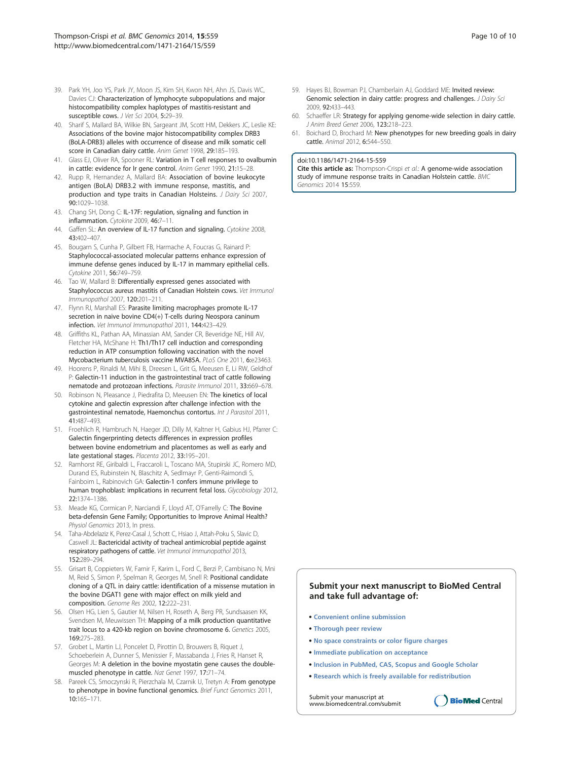39. Park YH, Joo YS, Park JY, Moon JS, Kim SH, Kwon NH, Ahn JS, Davis WC, Davies CJ: **Characterization of lymphocyte subpopulations and major histocompatibility complex haplotypes of mastitis-resistant and susceptible cows.** *J Vet Sci* 2004, **5:**29–39.
40. Sharif S, Mallard BA, Wilkie BN, Sargeant JM, Scott HM, Dekkers JC, Leslie KE: **Associations of the bovine major histocompatibility complex DRB3 (BoLA-DRB3) alleles with occurrence of disease and milk somatic cell score in Canadian dairy cattle.** *Anim Genet* 1998, **29:**185–193.
41. Glass EJ, Oliver RA, Spooner RL: **Variation in T cell responses to ovalbumin in cattle: evidence for Ir gene control.** *Anim Genet* 1990, **21:**15–28.
42. Rupp R, Hernandez A, Mallard BA: **Association of bovine leukocyte antigen (BoLA) DRB3.2 with immune response, mastitis, and production and type traits in Canadian Holsteins.** *J Dairy Sci* 2007, **90:**1029–1038.
43. Chang SH, Dong C: **IL-17F: regulation, signaling and function in inflammation.** *Cytokine* 2009, **46:**7–11.
44. Gaffen SL: **An overview of IL-17 function and signaling.** *Cytokine* 2008, **43:**402–407.
45. Bougarn S, Cunha P, Gilbert FB, Harmache A, Foucras G, Rainard P: **Staphylococcal-associated molecular patterns enhance expression of immune defense genes induced by IL-17 in mammary epithelial cells.** *Cytokine* 2011, **56:**749–759.
46. Tao W, Mallard B: **Differentially expressed genes associated with Staphylococcus aureus mastitis of Canadian Holstein cows.** *Vet Immunol Immunopathol* 2007, **120:**201–211.
47. Flynn RJ, Marshall ES: **Parasite limiting macrophages promote IL-17 secretion in naive bovine CD4(+) T-cells during Neospora caninum infection.** *Vet Immunol Immunopathol* 2011, **144:**423–429.
48. Griffiths KL, Pathan AA, Minassian AM, Sander CR, Beveridge NE, Hill AV, Fletcher HA, McShane H: **Th1/Th17 cell induction and corresponding reduction in ATP consumption following vaccination with the novel Mycobacterium tuberculosis vaccine MVA85A.** *PLoS One* 2011, **6:**e23463.
49. Hoorens P, Rinaldi M, Mihi B, Dreesen L, Grit G, Meeusen E, Li RW, Geldhof P: **Galectin-11 induction in the gastrointestinal tract of cattle following nematode and protozoan infections.** *Parasite Immunol* 2011, **33:**669–678.
50. Robinson N, Pleasance J, Piedrafita D, Meeusen EN: **The kinetics of local cytokine and galectin expression after challenge infection with the gastrointestinal nematode, Haemonchus contortus.** *Int J Parasitol* 2011, **41:**487–493.
51. Froehlich R, Hambruch N, Haeger JD, Dilly M, Kaltner H, Gabius HJ, Pfarrer C: **Galectin fingerprinting detects differences in expression profiles between bovine endometrium and placentomes as well as early and late gestational stages.** *Placenta* 2012, **33:**195–201.
52. Ramhorst RE, Giribaldi L, Fraccaroli L, Toscano MA, Stupirski JC, Romero MD, Durand ES, Rubinstein N, Blaschitz A, Sedlmayr P, Genti-Raimondi S, Fainboim L, Rabinovich GA: **Galectin-1 confers immune privilege to human trophoblast: implications in recurrent fetal loss.** *Glycobiology* 2012, **22:**1374–1386.
53. Meade KG, Cormican P, Narciandi F, Lloyd AT, O'Farrelly C: **The Bovine beta-defensin Gene Family; Opportunities to Improve Animal Health?** *Physiol Genomics* 2013, In press.
54. Taha-Abdelaziz K, Perez-Casal J, Schott C, Hsiao J, Attah-Poku S, Slavic D, Caswell JL: **Bactericidal activity of tracheal antimicrobial peptide against respiratory pathogens of cattle.** *Vet Immunol Immunopathol* 2013, **152:**289–294.
55. Grisart B, Coppieters W, Farnir F, Karim L, Ford C, Berzi P, Cambisano N, Mni M, Reid S, Simon P, Spelman R, Georges M, Snell R: **Positional candidate cloning of a QTL in dairy cattle: identification of a missense mutation in the bovine DGAT1 gene with major effect on milk yield and composition.** *Genome Res* 2002, **12:**222–231.
56. Olsen HG, Lien S, Gautier M, Nilsen H, Roseth A, Berg PR, Sundsaasen KK, Svendsen M, Meuwissen TH: **Mapping of a milk production quantitative trait locus to a 420-kb region on bovine chromosome 6.** *Genetics* 2005, **169:**275–283.
57. Grobet L, Martin LJ, Poncelet D, Pirottin D, Brouwers B, Riquet J, Schoeberlein A, Dunner S, Menissier F, Massabanda J, Fries R, Hanset R, Georges M: **A deletion in the bovine myostatin gene causes the double-muscled phenotype in cattle.** *Nat Genet* 1997, **17:**71–74.
58. Pareek CS, Smoczynski R, Pierzchala M, Czarnik U, Tretyn A: **From genotype to phenotype in bovine functional genomics.** *Brief Funct Genomics* 2011, **10:**165–171.
59. Hayes BJ, Bowman PJ, Chamberlain AJ, Goddard ME: **Invited review: Genomic selection in dairy cattle: progress and challenges.** *J Dairy Sci* 2009, **92:**433–443.
60. Schaeffer LR: **Strategy for applying genome-wide selection in dairy cattle.** *J Anim Breed Genet* 2006, **123:**218–223.
61. Boichard D, Brochard M: **New phenotypes for new breeding goals in dairy cattle.** *Animal* 2012, **6:**544–550.

doi:10.1186/1471-2164-15-559

**Cite this article as:** Thompson-Crispi *et al.*: A genome-wide association study of immune response traits in Canadian Holstein cattle. *BMC Genomics* 2014 **15**:559.

**Submit your next manuscript to BioMed Central and take full advantage of:**

- **Convenient online submission**
- **Thorough peer review**
- **No space constraints or color figure charges**
- **Immediate publication on acceptance**
- **Inclusion in PubMed, CAS, Scopus and Google Scholar**
- **Research which is freely available for redistribution**

Submit your manuscript at
www.biomedcentral.com/submit

BioMed Central